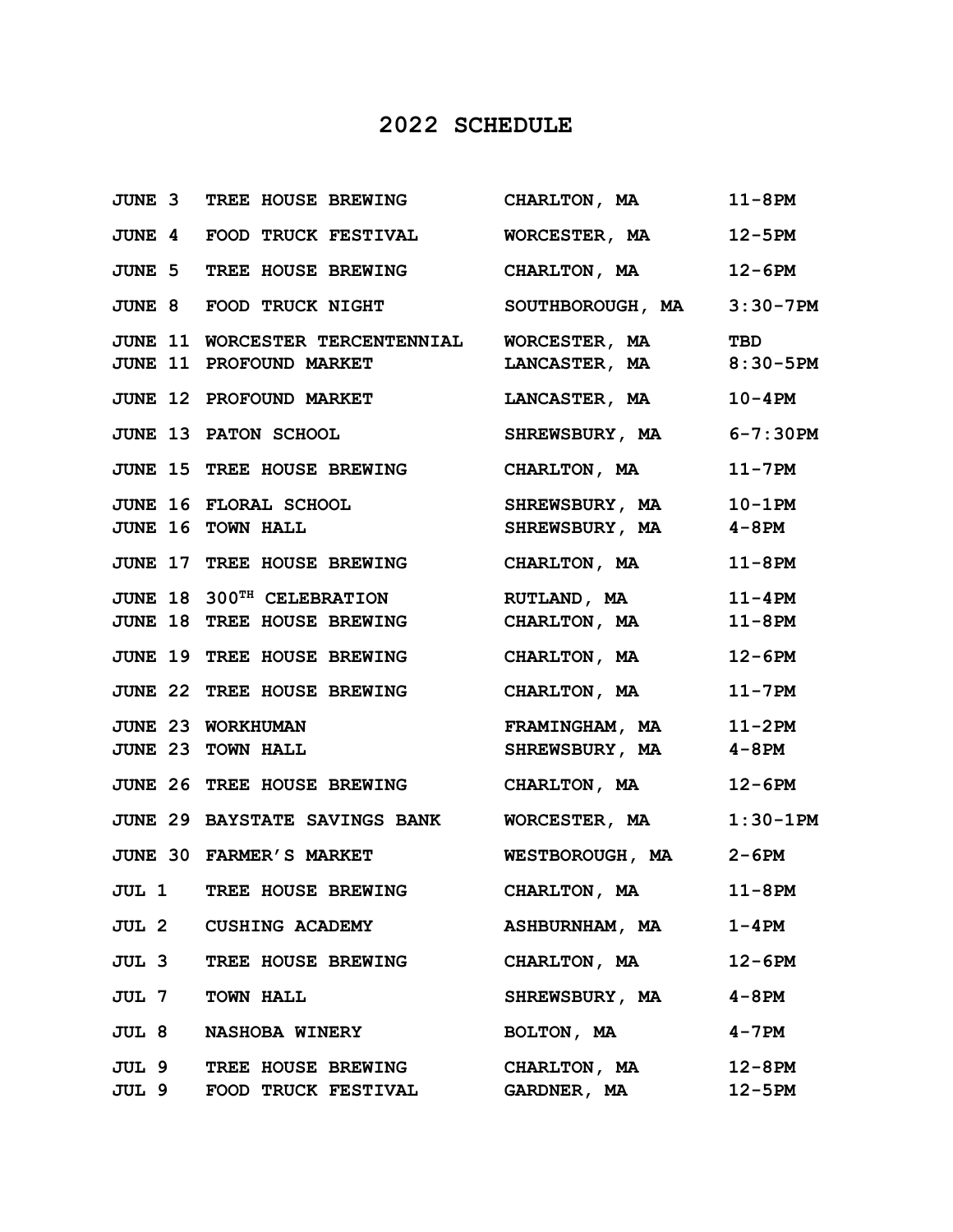# 2022 SCHEDULE

| | | | |
|---|---|---|---|
| JUNE 3 | TREE HOUSE BREWING | CHARLTON, MA | 11-8PM |
| JUNE 4 | FOOD TRUCK FESTIVAL | WORCESTER, MA | 12-5PM |
| JUNE 5 | TREE HOUSE BREWING | CHARLTON, MA | 12-6PM |
| JUNE 8 | FOOD TRUCK NIGHT | SOUTHBOROUGH, MA | 3:30-7PM |
| JUNE 11 | WORCESTER TERCENTENNIAL | WORCESTER, MA | TBD |
| JUNE 11 | PROFOUND MARKET | LANCASTER, MA | 8:30-5PM |
| JUNE 12 | PROFOUND MARKET | LANCASTER, MA | 10-4PM |
| JUNE 13 | PATON SCHOOL | SHREWSBURY, MA | 6-7:30PM |
| JUNE 15 | TREE HOUSE BREWING | CHARLTON, MA | 11-7PM |
| JUNE 16 | FLORAL SCHOOL | SHREWSBURY, MA | 10-1PM |
| JUNE 16 | TOWN HALL | SHREWSBURY, MA | 4-8PM |
| JUNE 17 | TREE HOUSE BREWING | CHARLTON, MA | 11-8PM |
| JUNE 18 | 300TH CELEBRATION | RUTLAND, MA | 11-4PM |
| JUNE 18 | TREE HOUSE BREWING | CHARLTON, MA | 11-8PM |
| JUNE 19 | TREE HOUSE BREWING | CHARLTON, MA | 12-6PM |
| JUNE 22 | TREE HOUSE BREWING | CHARLTON, MA | 11-7PM |
| JUNE 23 | WORKHUMAN | FRAMINGHAM, MA | 11-2PM |
| JUNE 23 | TOWN HALL | SHREWSBURY, MA | 4-8PM |
| JUNE 26 | TREE HOUSE BREWING | CHARLTON, MA | 12-6PM |
| JUNE 29 | BAYSTATE SAVINGS BANK | WORCESTER, MA | 1:30-1PM |
| JUNE 30 | FARMER'S MARKET | WESTBOROUGH, MA | 2-6PM |
| JUL 1 | TREE HOUSE BREWING | CHARLTON, MA | 11-8PM |
| JUL 2 | CUSHING ACADEMY | ASHBURNHAM, MA | 1-4PM |
| JUL 3 | TREE HOUSE BREWING | CHARLTON, MA | 12-6PM |
| JUL 7 | TOWN HALL | SHREWSBURY, MA | 4-8PM |
| JUL 8 | NASHOBA WINERY | BOLTON, MA | 4-7PM |
| JUL 9 | TREE HOUSE BREWING | CHARLTON, MA | 12-8PM |
| JUL 9 | FOOD TRUCK FESTIVAL | GARDNER, MA | 12-5PM |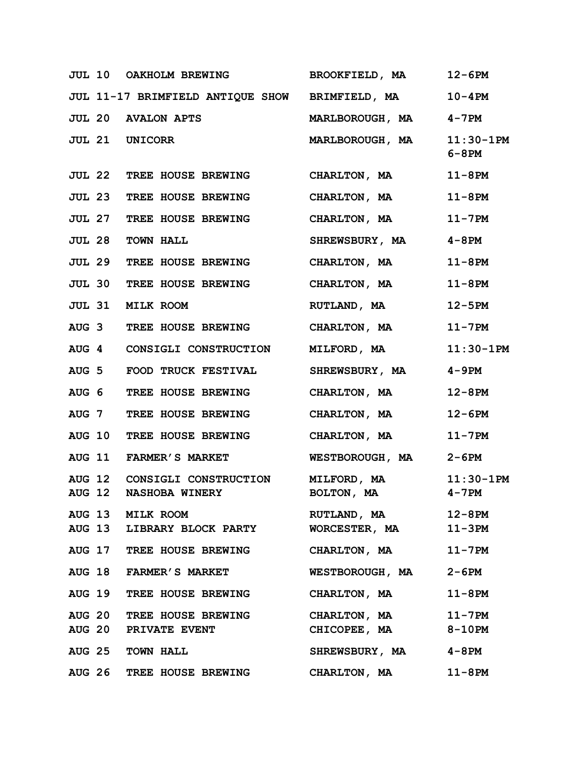| | | | |
|---|---|---|---|
| JUL 10 | OAKHOLM BREWING | BROOKFIELD, MA | 12-6PM |
| JUL 11-17 | BRIMFIELD ANTIQUE SHOW | BRIMFIELD, MA | 10-4PM |
| JUL 20 | AVALON APTS | MARLBOROUGH, MA | 4-7PM |
| JUL 21 | UNICORR | MARLBOROUGH, MA | 11:30-1PM<br>6-8PM |
| JUL 22 | TREE HOUSE BREWING | CHARLTON, MA | 11-8PM |
| JUL 23 | TREE HOUSE BREWING | CHARLTON, MA | 11-8PM |
| JUL 27 | TREE HOUSE BREWING | CHARLTON, MA | 11-7PM |
| JUL 28 | TOWN HALL | SHREWSBURY, MA | 4-8PM |
| JUL 29 | TREE HOUSE BREWING | CHARLTON, MA | 11-8PM |
| JUL 30 | TREE HOUSE BREWING | CHARLTON, MA | 11-8PM |
| JUL 31 | MILK ROOM | RUTLAND, MA | 12-5PM |
| AUG 3 | TREE HOUSE BREWING | CHARLTON, MA | 11-7PM |
| AUG 4 | CONSIGLI CONSTRUCTION | MILFORD, MA | 11:30-1PM |
| AUG 5 | FOOD TRUCK FESTIVAL | SHREWSBURY, MA | 4-9PM |
| AUG 6 | TREE HOUSE BREWING | CHARLTON, MA | 12-8PM |
| AUG 7 | TREE HOUSE BREWING | CHARLTON, MA | 12-6PM |
| AUG 10 | TREE HOUSE BREWING | CHARLTON, MA | 11-7PM |
| AUG 11 | FARMER'S MARKET | WESTBOROUGH, MA | 2-6PM |
| AUG 12 | CONSIGLI CONSTRUCTION | MILFORD, MA | 11:30-1PM |
| AUG 12 | NASHOBA WINERY | BOLTON, MA | 4-7PM |
| AUG 13 | MILK ROOM | RUTLAND, MA | 12-8PM |
| AUG 13 | LIBRARY BLOCK PARTY | WORCESTER, MA | 11-3PM |
| AUG 17 | TREE HOUSE BREWING | CHARLTON, MA | 11-7PM |
| AUG 18 | FARMER'S MARKET | WESTBOROUGH, MA | 2-6PM |
| AUG 19 | TREE HOUSE BREWING | CHARLTON, MA | 11-8PM |
| AUG 20 | TREE HOUSE BREWING | CHARLTON, MA | 11-7PM |
| AUG 20 | PRIVATE EVENT | CHICOPEE, MA | 8-10PM |
| AUG 25 | TOWN HALL | SHREWSBURY, MA | 4-8PM |
| AUG 26 | TREE HOUSE BREWING | CHARLTON, MA | 11-8PM |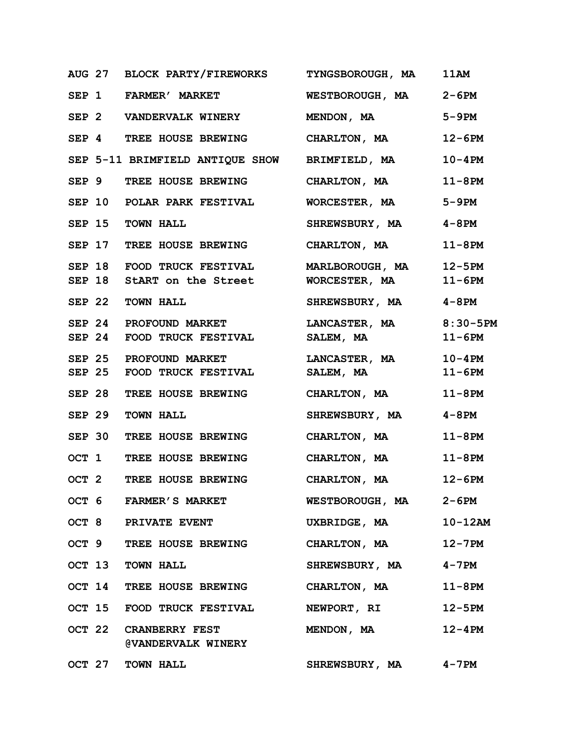| | | | |
|---|---|---|---|
| AUG 27 | BLOCK PARTY/FIREWORKS | TYNGSBOROUGH, MA | 11AM |
| SEP 1 | FARMER' MARKET | WESTBOROUGH, MA | 2-6PM |
| SEP 2 | VANDERVALK WINERY | MENDON, MA | 5-9PM |
| SEP 4 | TREE HOUSE BREWING | CHARLTON, MA | 12-6PM |
| SEP 5-11 | BRIMFIELD ANTIQUE SHOW | BRIMFIELD, MA | 10-4PM |
| SEP 9 | TREE HOUSE BREWING | CHARLTON, MA | 11-8PM |
| SEP 10 | POLAR PARK FESTIVAL | WORCESTER, MA | 5-9PM |
| SEP 15 | TOWN HALL | SHREWSBURY, MA | 4-8PM |
| SEP 17 | TREE HOUSE BREWING | CHARLTON, MA | 11-8PM |
| SEP 18 | FOOD TRUCK FESTIVAL | MARLBOROUGH, MA | 12-5PM |
| SEP 18 | StART on the Street | WORCESTER, MA | 11-6PM |
| SEP 22 | TOWN HALL | SHREWSBURY, MA | 4-8PM |
| SEP 24 | PROFOUND MARKET | LANCASTER, MA | 8:30-5PM |
| SEP 24 | FOOD TRUCK FESTIVAL | SALEM, MA | 11-6PM |
| SEP 25 | PROFOUND MARKET | LANCASTER, MA | 10-4PM |
| SEP 25 | FOOD TRUCK FESTIVAL | SALEM, MA | 11-6PM |
| SEP 28 | TREE HOUSE BREWING | CHARLTON, MA | 11-8PM |
| SEP 29 | TOWN HALL | SHREWSBURY, MA | 4-8PM |
| SEP 30 | TREE HOUSE BREWING | CHARLTON, MA | 11-8PM |
| OCT 1 | TREE HOUSE BREWING | CHARLTON, MA | 11-8PM |
| OCT 2 | TREE HOUSE BREWING | CHARLTON, MA | 12-6PM |
| OCT 6 | FARMER'S MARKET | WESTBOROUGH, MA | 2-6PM |
| OCT 8 | PRIVATE EVENT | UXBRIDGE, MA | 10-12AM |
| OCT 9 | TREE HOUSE BREWING | CHARLTON, MA | 12-7PM |
| OCT 13 | TOWN HALL | SHREWSBURY, MA | 4-7PM |
| OCT 14 | TREE HOUSE BREWING | CHARLTON, MA | 11-8PM |
| OCT 15 | FOOD TRUCK FESTIVAL | NEWPORT, RI | 12-5PM |
| OCT 22 | CRANBERRY FEST @VANDERVALK WINERY | MENDON, MA | 12-4PM |
| OCT 27 | TOWN HALL | SHREWSBURY, MA | 4-7PM |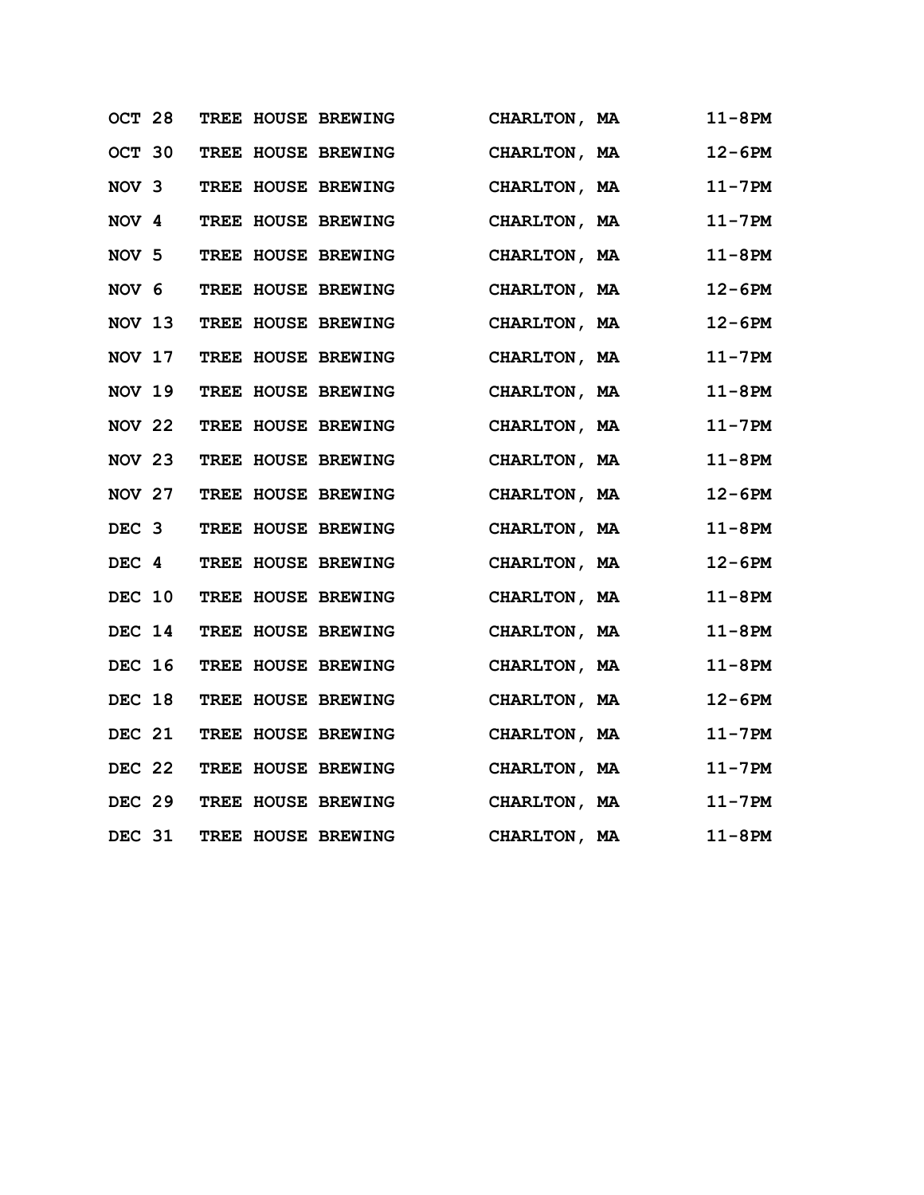| | | | |
|---|---|---|---|
| **OCT 28** | **TREE HOUSE BREWING** | **CHARLTON, MA** | **11-8PM** |
| **OCT 30** | **TREE HOUSE BREWING** | **CHARLTON, MA** | **12-6PM** |
| **NOV 3** | **TREE HOUSE BREWING** | **CHARLTON, MA** | **11-7PM** |
| **NOV 4** | **TREE HOUSE BREWING** | **CHARLTON, MA** | **11-7PM** |
| **NOV 5** | **TREE HOUSE BREWING** | **CHARLTON, MA** | **11-8PM** |
| **NOV 6** | **TREE HOUSE BREWING** | **CHARLTON, MA** | **12-6PM** |
| **NOV 13** | **TREE HOUSE BREWING** | **CHARLTON, MA** | **12-6PM** |
| **NOV 17** | **TREE HOUSE BREWING** | **CHARLTON, MA** | **11-7PM** |
| **NOV 19** | **TREE HOUSE BREWING** | **CHARLTON, MA** | **11-8PM** |
| **NOV 22** | **TREE HOUSE BREWING** | **CHARLTON, MA** | **11-7PM** |
| **NOV 23** | **TREE HOUSE BREWING** | **CHARLTON, MA** | **11-8PM** |
| **NOV 27** | **TREE HOUSE BREWING** | **CHARLTON, MA** | **12-6PM** |
| **DEC 3** | **TREE HOUSE BREWING** | **CHARLTON, MA** | **11-8PM** |
| **DEC 4** | **TREE HOUSE BREWING** | **CHARLTON, MA** | **12-6PM** |
| **DEC 10** | **TREE HOUSE BREWING** | **CHARLTON, MA** | **11-8PM** |
| **DEC 14** | **TREE HOUSE BREWING** | **CHARLTON, MA** | **11-8PM** |
| **DEC 16** | **TREE HOUSE BREWING** | **CHARLTON, MA** | **11-8PM** |
| **DEC 18** | **TREE HOUSE BREWING** | **CHARLTON, MA** | **12-6PM** |
| **DEC 21** | **TREE HOUSE BREWING** | **CHARLTON, MA** | **11-7PM** |
| **DEC 22** | **TREE HOUSE BREWING** | **CHARLTON, MA** | **11-7PM** |
| **DEC 29** | **TREE HOUSE BREWING** | **CHARLTON, MA** | **11-7PM** |
| **DEC 31** | **TREE HOUSE BREWING** | **CHARLTON, MA** | **11-8PM** |